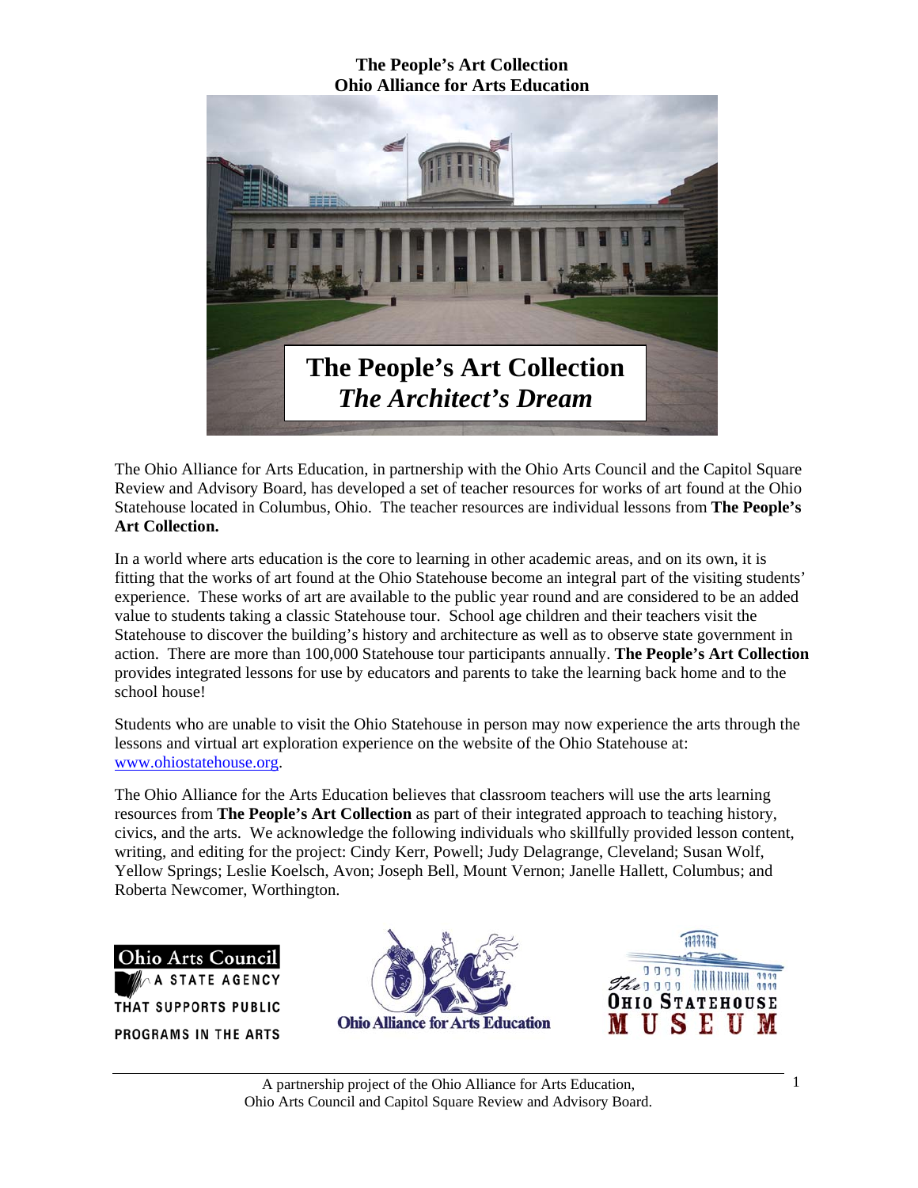**The People's Art Collection**
**Ohio Alliance for Arts Education**

# The People's Art Collection
## *The Architect's Dream*

The Ohio Alliance for Arts Education, in partnership with the Ohio Arts Council and the Capitol Square Review and Advisory Board, has developed a set of teacher resources for works of art found at the Ohio Statehouse located in Columbus, Ohio. The teacher resources are individual lessons from **The People's Art Collection.**

In a world where arts education is the core to learning in other academic areas, and on its own, it is fitting that the works of art found at the Ohio Statehouse become an integral part of the visiting students' experience. These works of art are available to the public year round and are considered to be an added value to students taking a classic Statehouse tour. School age children and their teachers visit the Statehouse to discover the building's history and architecture as well as to observe state government in action. There are more than 100,000 Statehouse tour participants annually. **The People's Art Collection** provides integrated lessons for use by educators and parents to take the learning back home and to the school house!

Students who are unable to visit the Ohio Statehouse in person may now experience the arts through the lessons and virtual art exploration experience on the website of the Ohio Statehouse at: www.ohiostatehouse.org.

The Ohio Alliance for the Arts Education believes that classroom teachers will use the arts learning resources from **The People's Art Collection** as part of their integrated approach to teaching history, civics, and the arts. We acknowledge the following individuals who skillfully provided lesson content, writing, and editing for the project: Cindy Kerr, Powell; Judy Delagrange, Cleveland; Susan Wolf, Yellow Springs; Leslie Koelsch, Avon; Joseph Bell, Mount Vernon; Janelle Hallett, Columbus; and Roberta Newcomer, Worthington.

Ohio Arts Council A STATE AGENCY THAT SUPPORTS PUBLIC PROGRAMS IN THE ARTS

Ohio Alliance for Arts Education

The Ohio Statehouse Museum

A partnership project of the Ohio Alliance for Arts Education, Ohio Arts Council and Capitol Square Review and Advisory Board.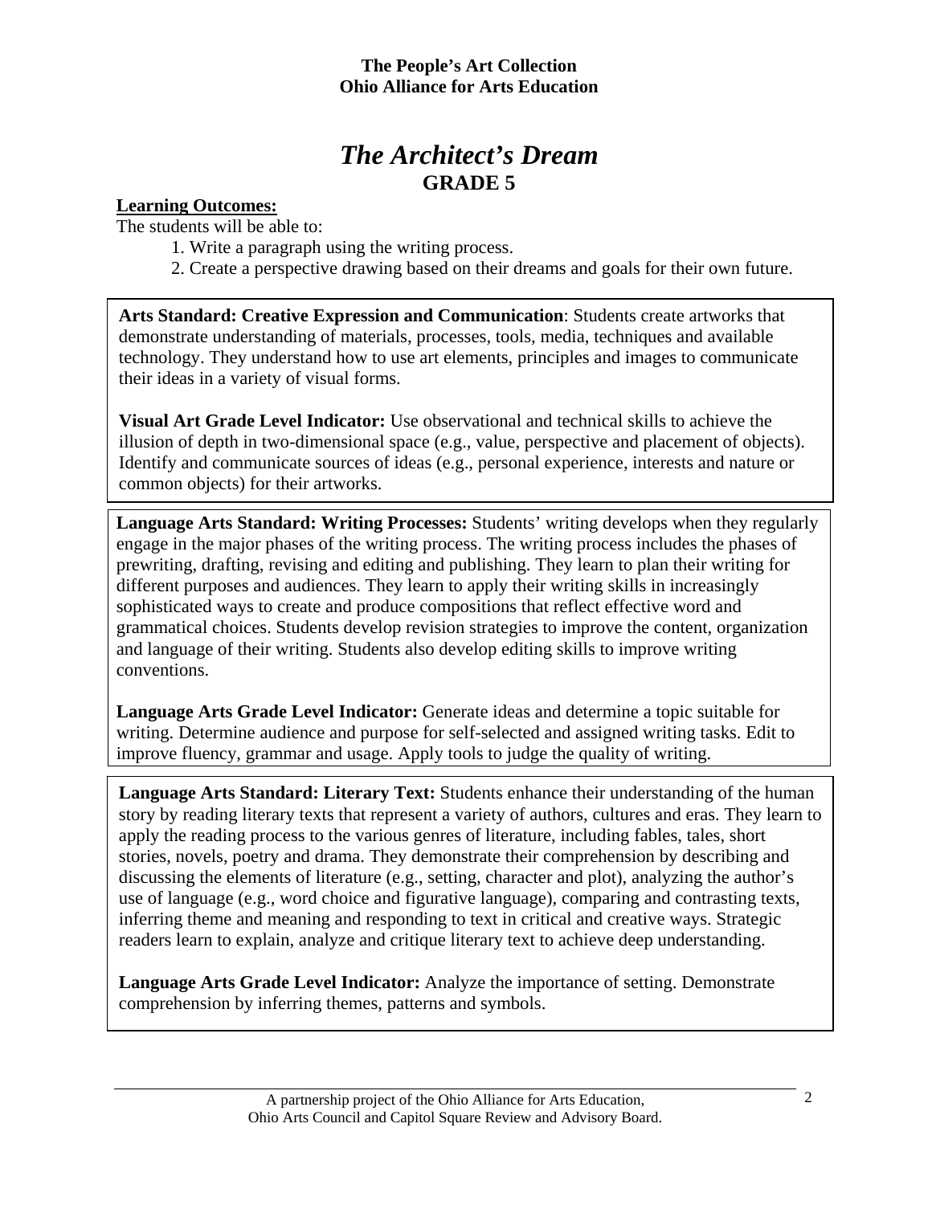**The People's Art Collection**
**Ohio Alliance for Arts Education**

# *The Architect's Dream*
## GRADE 5

**Learning Outcomes:**

The students will be able to:

1. Write a paragraph using the writing process.
2. Create a perspective drawing based on their dreams and goals for their own future.

**Arts Standard: Creative Expression and Communication**: Students create artworks that demonstrate understanding of materials, processes, tools, media, techniques and available technology. They understand how to use art elements, principles and images to communicate their ideas in a variety of visual forms.

**Visual Art Grade Level Indicator:** Use observational and technical skills to achieve the illusion of depth in two-dimensional space (e.g., value, perspective and placement of objects). Identify and communicate sources of ideas (e.g., personal experience, interests and nature or common objects) for their artworks.

**Language Arts Standard: Writing Processes:** Students' writing develops when they regularly engage in the major phases of the writing process. The writing process includes the phases of prewriting, drafting, revising and editing and publishing. They learn to plan their writing for different purposes and audiences. They learn to apply their writing skills in increasingly sophisticated ways to create and produce compositions that reflect effective word and grammatical choices. Students develop revision strategies to improve the content, organization and language of their writing. Students also develop editing skills to improve writing conventions.

**Language Arts Grade Level Indicator:** Generate ideas and determine a topic suitable for writing. Determine audience and purpose for self-selected and assigned writing tasks. Edit to improve fluency, grammar and usage. Apply tools to judge the quality of writing.

**Language Arts Standard: Literary Text:** Students enhance their understanding of the human story by reading literary texts that represent a variety of authors, cultures and eras. They learn to apply the reading process to the various genres of literature, including fables, tales, short stories, novels, poetry and drama. They demonstrate their comprehension by describing and discussing the elements of literature (e.g., setting, character and plot), analyzing the author's use of language (e.g., word choice and figurative language), comparing and contrasting texts, inferring theme and meaning and responding to text in critical and creative ways. Strategic readers learn to explain, analyze and critique literary text to achieve deep understanding.

**Language Arts Grade Level Indicator:** Analyze the importance of setting. Demonstrate comprehension by inferring themes, patterns and symbols.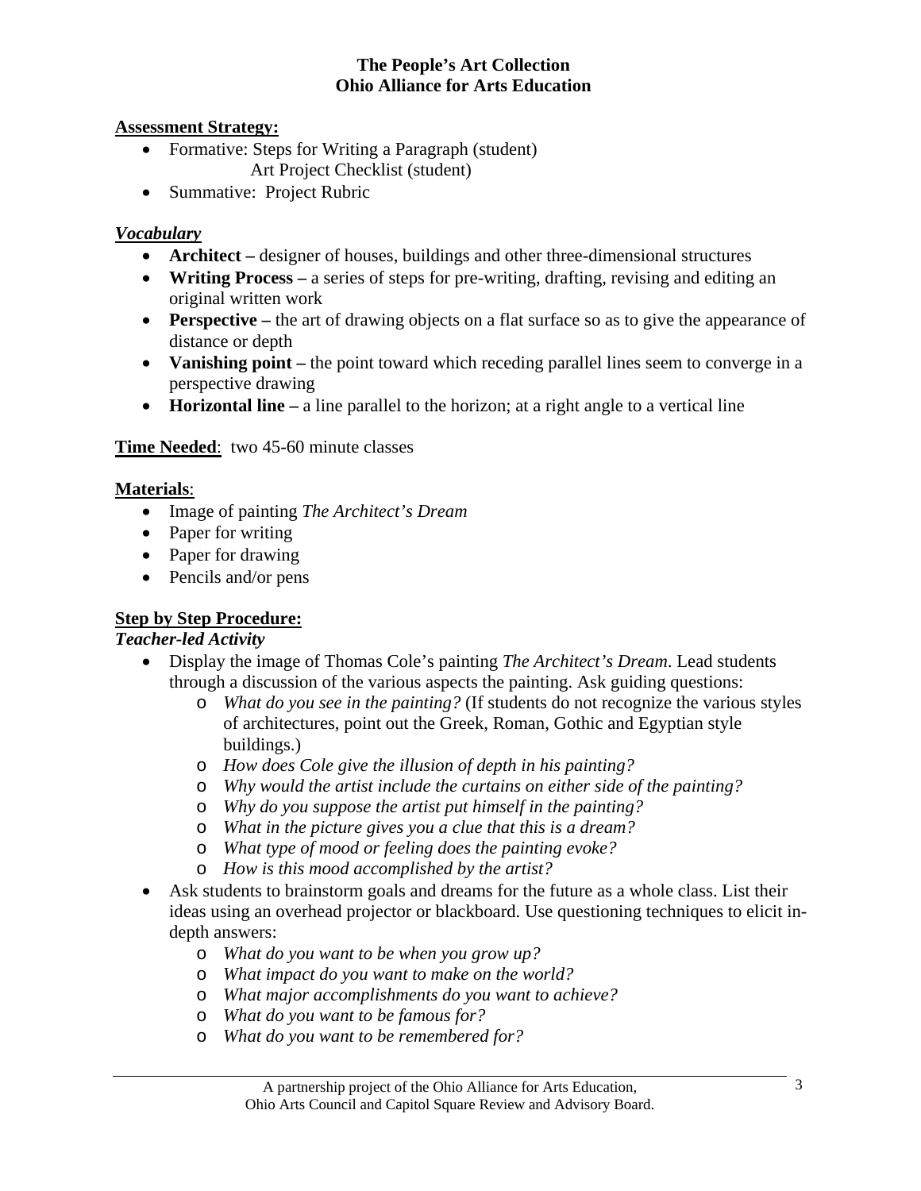**Assessment Strategy:**

- Formative: Steps for Writing a Paragraph (student)
  Art Project Checklist (student)
- Summative: Project Rubric

***Vocabulary***

- **Architect –** designer of houses, buildings and other three-dimensional structures
- **Writing Process –** a series of steps for pre-writing, drafting, revising and editing an original written work
- **Perspective –** the art of drawing objects on a flat surface so as to give the appearance of distance or depth
- **Vanishing point –** the point toward which receding parallel lines seem to converge in a perspective drawing
- **Horizontal line –** a line parallel to the horizon; at a right angle to a vertical line

**Time Needed**: two 45-60 minute classes

**Materials**:

- Image of painting *The Architect's Dream*
- Paper for writing
- Paper for drawing
- Pencils and/or pens

**Step by Step Procedure:**

***Teacher-led Activity***

- Display the image of Thomas Cole's painting *The Architect's Dream*. Lead students through a discussion of the various aspects the painting. Ask guiding questions:
  - *What do you see in the painting?* (If students do not recognize the various styles of architectures, point out the Greek, Roman, Gothic and Egyptian style buildings.)
  - *How does Cole give the illusion of depth in his painting?*
  - *Why would the artist include the curtains on either side of the painting?*
  - *Why do you suppose the artist put himself in the painting?*
  - *What in the picture gives you a clue that this is a dream?*
  - *What type of mood or feeling does the painting evoke?*
  - *How is this mood accomplished by the artist?*
- Ask students to brainstorm goals and dreams for the future as a whole class. List their ideas using an overhead projector or blackboard. Use questioning techniques to elicit in-depth answers:
  - *What do you want to be when you grow up?*
  - *What impact do you want to make on the world?*
  - *What major accomplishments do you want to achieve?*
  - *What do you want to be famous for?*
  - *What do you want to be remembered for?*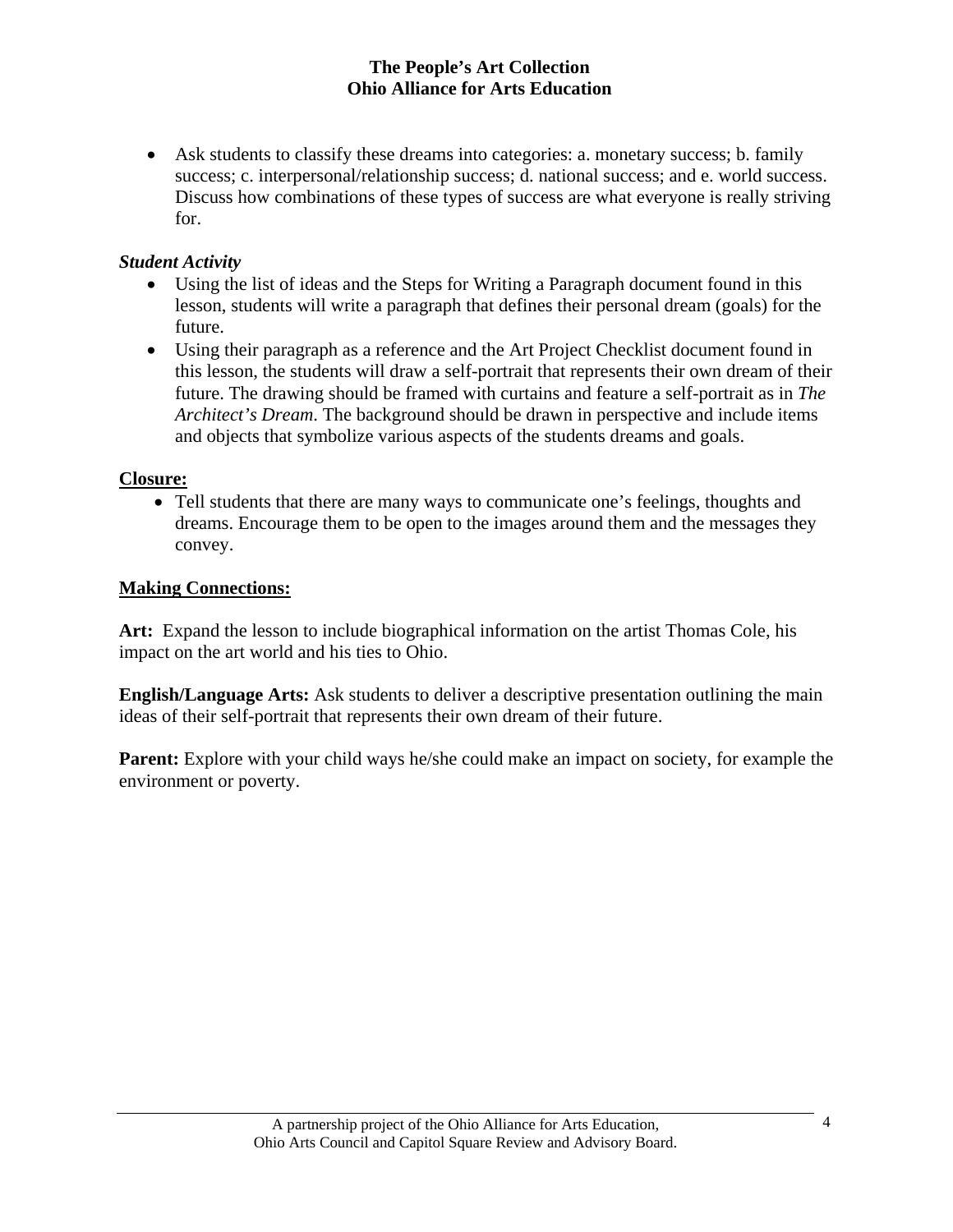- Ask students to classify these dreams into categories: a. monetary success; b. family success; c. interpersonal/relationship success; d. national success; and e. world success. Discuss how combinations of these types of success are what everyone is really striving for.

***Student Activity***

- Using the list of ideas and the Steps for Writing a Paragraph document found in this lesson, students will write a paragraph that defines their personal dream (goals) for the future.
- Using their paragraph as a reference and the Art Project Checklist document found in this lesson, the students will draw a self-portrait that represents their own dream of their future. The drawing should be framed with curtains and feature a self-portrait as in *The Architect's Dream*. The background should be drawn in perspective and include items and objects that symbolize various aspects of the students dreams and goals.

**Closure:**

- Tell students that there are many ways to communicate one's feelings, thoughts and dreams. Encourage them to be open to the images around them and the messages they convey.

**Making Connections:**

**Art:** Expand the lesson to include biographical information on the artist Thomas Cole, his impact on the art world and his ties to Ohio.

**English/Language Arts:** Ask students to deliver a descriptive presentation outlining the main ideas of their self-portrait that represents their own dream of their future.

**Parent:** Explore with your child ways he/she could make an impact on society, for example the environment or poverty.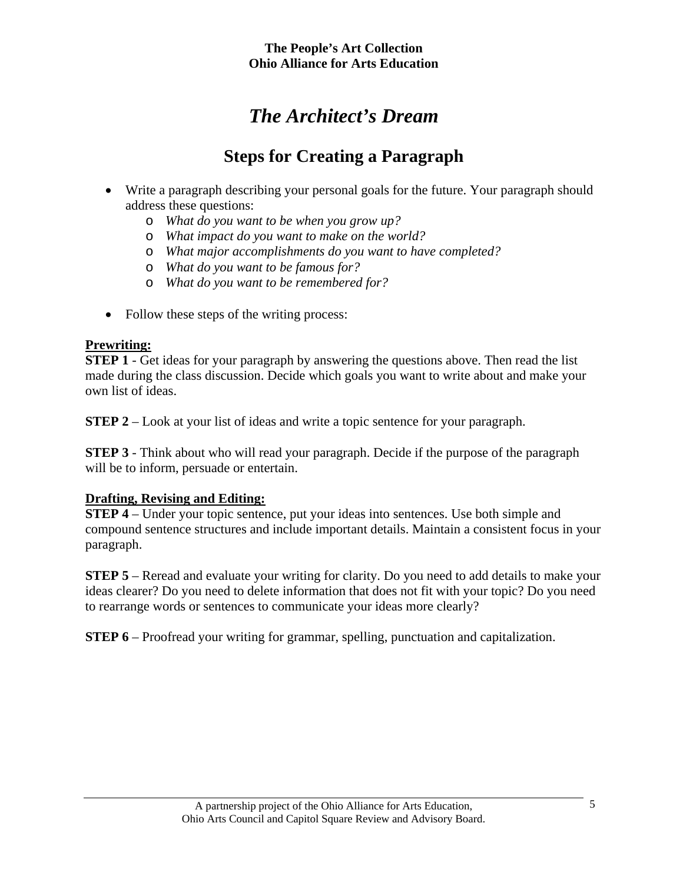# *The Architect's Dream*

## Steps for Creating a Paragraph

- Write a paragraph describing your personal goals for the future. Your paragraph should address these questions:
  - *What do you want to be when you grow up?*
  - *What impact do you want to make on the world?*
  - *What major accomplishments do you want to have completed?*
  - *What do you want to be famous for?*
  - *What do you want to be remembered for?*

- Follow these steps of the writing process:

**Prewriting:**

**STEP 1** - Get ideas for your paragraph by answering the questions above. Then read the list made during the class discussion. Decide which goals you want to write about and make your own list of ideas.

**STEP 2** – Look at your list of ideas and write a topic sentence for your paragraph.

**STEP 3** - Think about who will read your paragraph. Decide if the purpose of the paragraph will be to inform, persuade or entertain.

**Drafting, Revising and Editing:**

**STEP 4** – Under your topic sentence, put your ideas into sentences. Use both simple and compound sentence structures and include important details. Maintain a consistent focus in your paragraph.

**STEP 5** – Reread and evaluate your writing for clarity. Do you need to add details to make your ideas clearer? Do you need to delete information that does not fit with your topic? Do you need to rearrange words or sentences to communicate your ideas more clearly?

**STEP 6** – Proofread your writing for grammar, spelling, punctuation and capitalization.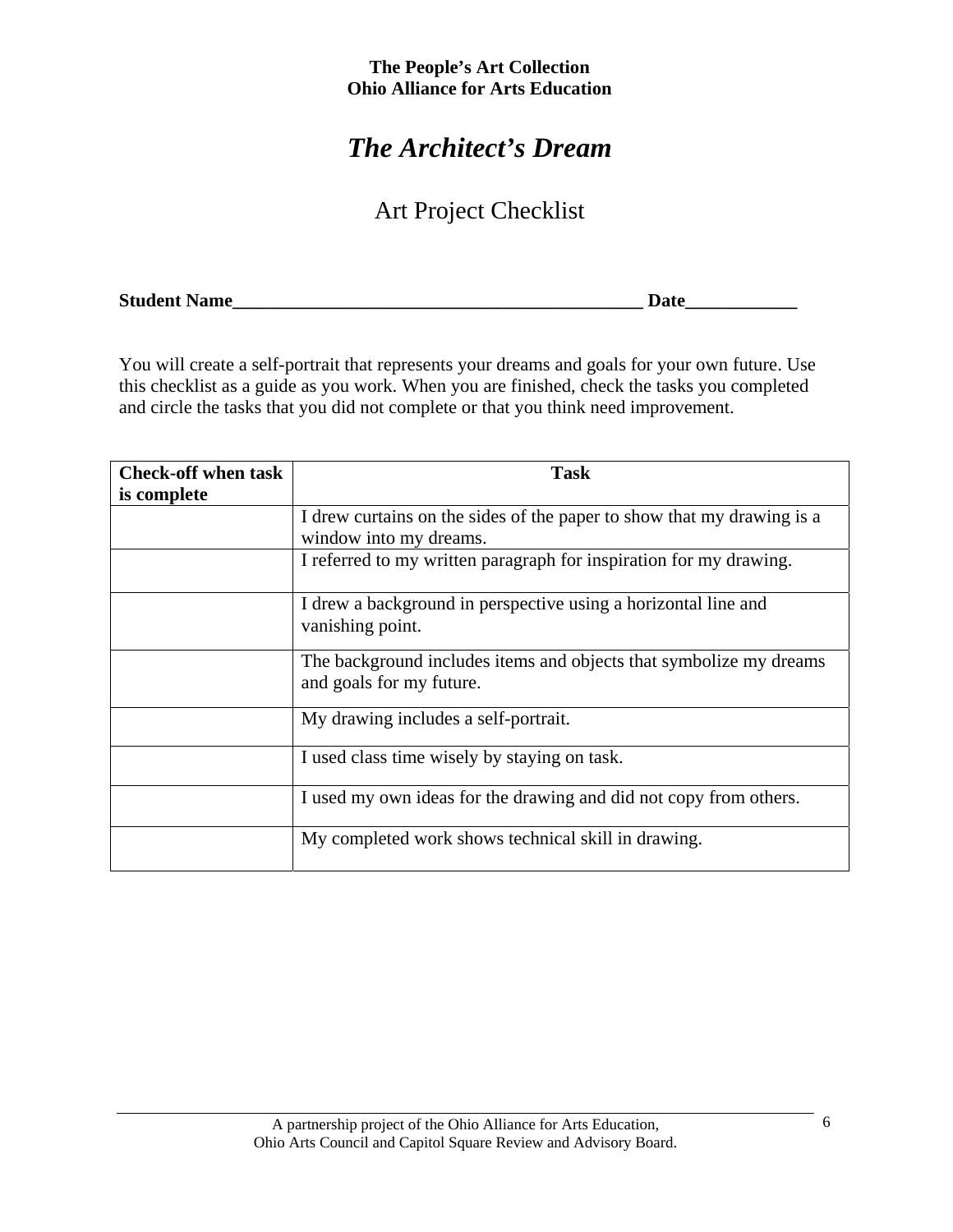**The People's Art Collection**
**Ohio Alliance for Arts Education**

# *The Architect's Dream*

## Art Project Checklist

**Student Name**_____________________________________________ **Date**____________

You will create a self-portrait that represents your dreams and goals for your own future. Use this checklist as a guide as you work. When you are finished, check the tasks you completed and circle the tasks that you did not complete or that you think need improvement.

| Check-off when task is complete | Task |
|---|---|
| | I drew curtains on the sides of the paper to show that my drawing is a window into my dreams. |
| | I referred to my written paragraph for inspiration for my drawing. |
| | I drew a background in perspective using a horizontal line and vanishing point. |
| | The background includes items and objects that symbolize my dreams and goals for my future. |
| | My drawing includes a self-portrait. |
| | I used class time wisely by staying on task. |
| | I used my own ideas for the drawing and did not copy from others. |
| | My completed work shows technical skill in drawing. |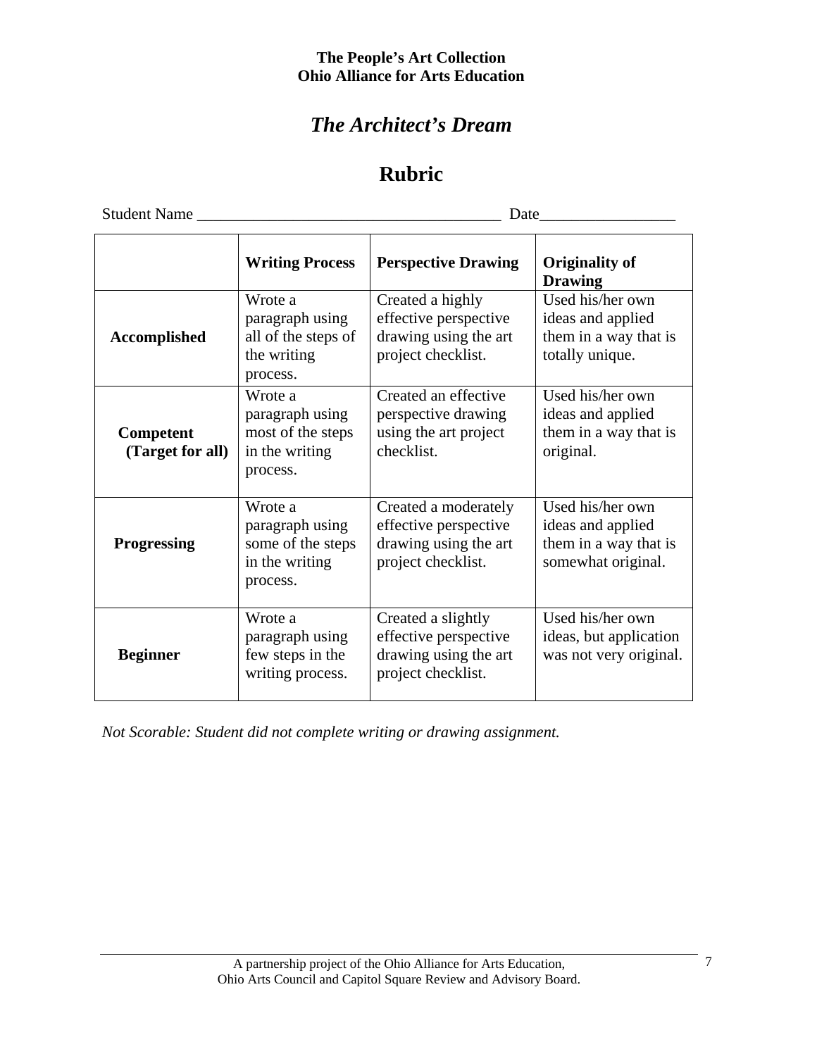**The People's Art Collection**
**Ohio Alliance for Arts Education**

# *The Architect's Dream*

# Rubric

Student Name _____________________________________ Date________________

| | Writing Process | Perspective Drawing | Originality of Drawing |
|---|---|---|---|
| **Accomplished** | Wrote a paragraph using all of the steps of the writing process. | Created a highly effective perspective drawing using the art project checklist. | Used his/her own ideas and applied them in a way that is totally unique. |
| **Competent (Target for all)** | Wrote a paragraph using most of the steps in the writing process. | Created an effective perspective drawing using the art project checklist. | Used his/her own ideas and applied them in a way that is original. |
| **Progressing** | Wrote a paragraph using some of the steps in the writing process. | Created a moderately effective perspective drawing using the art project checklist. | Used his/her own ideas and applied them in a way that is somewhat original. |
| **Beginner** | Wrote a paragraph using few steps in the writing process. | Created a slightly effective perspective drawing using the art project checklist. | Used his/her own ideas, but application was not very original. |

*Not Scorable: Student did not complete writing or drawing assignment.*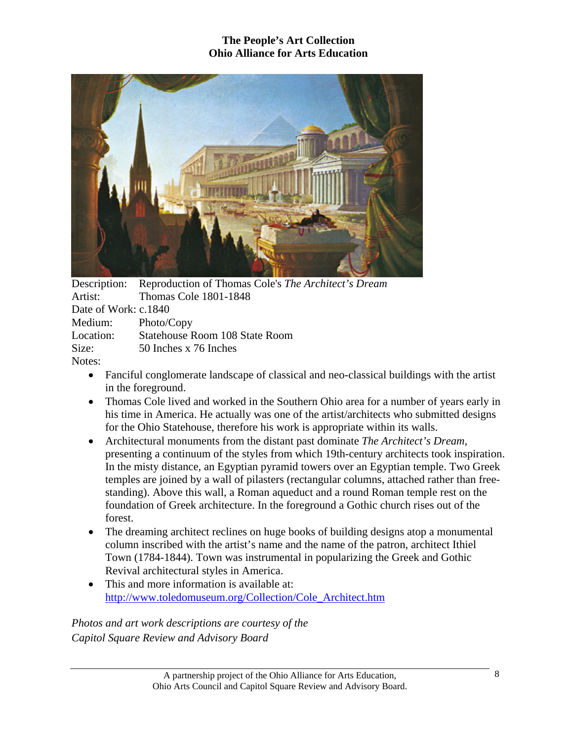**The People's Art Collection**
**Ohio Alliance for Arts Education**

Description: Reproduction of Thomas Cole's *The Architect's Dream*
Artist: Thomas Cole 1801-1848
Date of Work: c.1840
Medium: Photo/Copy
Location: Statehouse Room 108 State Room
Size: 50 Inches x 76 Inches
Notes:

- Fanciful conglomerate landscape of classical and neo-classical buildings with the artist in the foreground.
- Thomas Cole lived and worked in the Southern Ohio area for a number of years early in his time in America. He actually was one of the artist/architects who submitted designs for the Ohio Statehouse, therefore his work is appropriate within its walls.
- Architectural monuments from the distant past dominate *The Architect's Dream*, presenting a continuum of the styles from which 19th-century architects took inspiration. In the misty distance, an Egyptian pyramid towers over an Egyptian temple. Two Greek temples are joined by a wall of pilasters (rectangular columns, attached rather than free-standing). Above this wall, a Roman aqueduct and a round Roman temple rest on the foundation of Greek architecture. In the foreground a Gothic church rises out of the forest.
- The dreaming architect reclines on huge books of building designs atop a monumental column inscribed with the artist's name and the name of the patron, architect Ithiel Town (1784-1844). Town was instrumental in popularizing the Greek and Gothic Revival architectural styles in America.
- This and more information is available at: http://www.toledomuseum.org/Collection/Cole_Architect.htm

*Photos and art work descriptions are courtesy of the Capitol Square Review and Advisory Board*

A partnership project of the Ohio Alliance for Arts Education, Ohio Arts Council and Capitol Square Review and Advisory Board.